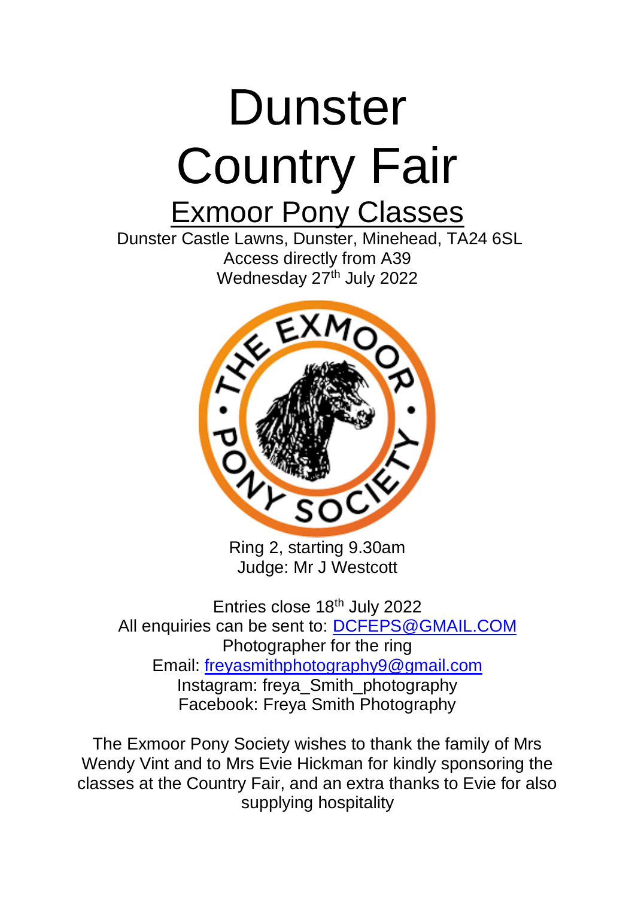# Dunster Country Fair

## Exmoor Pony Classes

Dunster Castle Lawns, Dunster, Minehead, TA24 6SL
Access directly from A39
Wednesday 27th July 2022

Ring 2, starting 9.30am
Judge: Mr J Westcott

Entries close 18th July 2022
All enquiries can be sent to: DCFEPS@GMAIL.COM
Photographer for the ring
Email: freyasmithphotography9@gmail.com
Instagram: freya_Smith_photography
Facebook: Freya Smith Photography

The Exmoor Pony Society wishes to thank the family of Mrs Wendy Vint and to Mrs Evie Hickman for kindly sponsoring the classes at the Country Fair, and an extra thanks to Evie for also supplying hospitality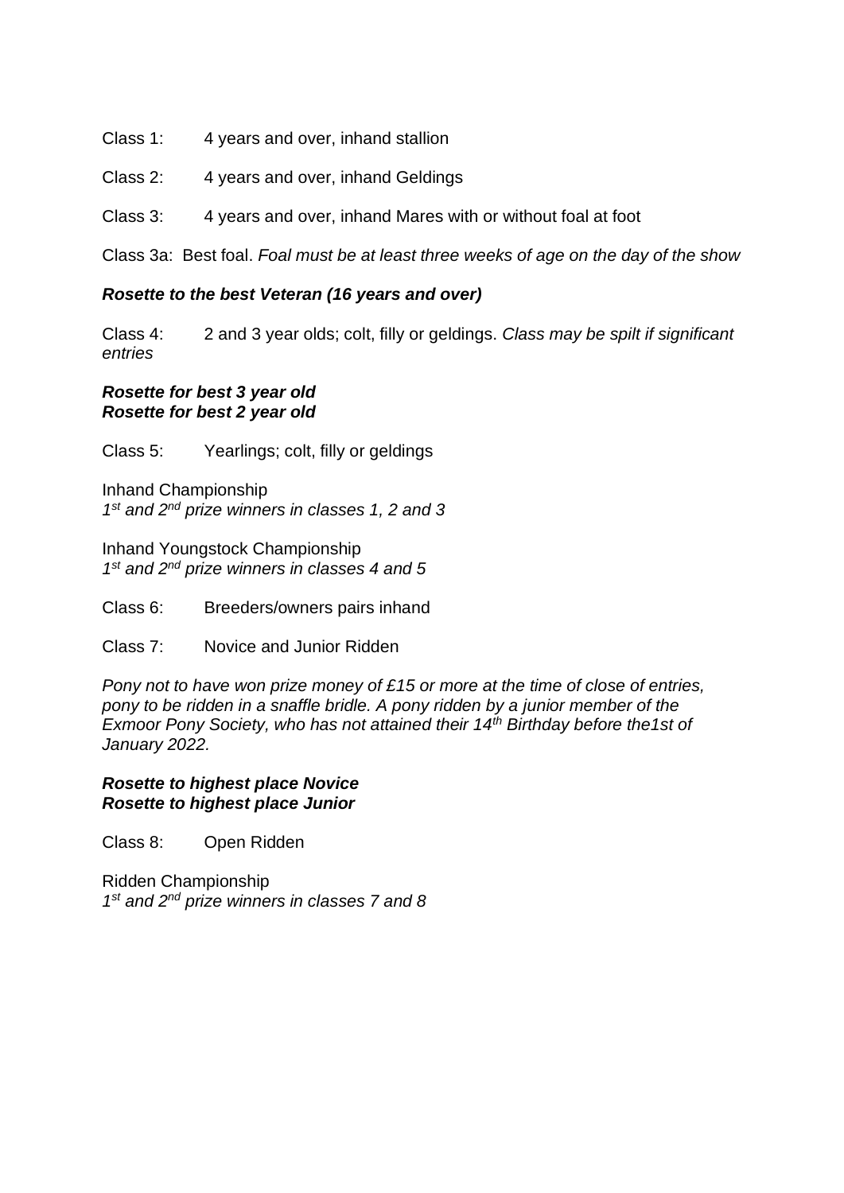Class 1: 4 years and over, inhand stallion

Class 2: 4 years and over, inhand Geldings

Class 3: 4 years and over, inhand Mares with or without foal at foot

Class 3a: Best foal. *Foal must be at least three weeks of age on the day of the show*

***Rosette to the best Veteran (16 years and over)***

Class 4: 2 and 3 year olds; colt, filly or geldings. *Class may be spilt if significant entries*

***Rosette for best 3 year old***
***Rosette for best 2 year old***

Class 5: Yearlings; colt, filly or geldings

Inhand Championship
*1st and 2nd prize winners in classes 1, 2 and 3*

Inhand Youngstock Championship
*1st and 2nd prize winners in classes 4 and 5*

Class 6: Breeders/owners pairs inhand

Class 7: Novice and Junior Ridden

*Pony not to have won prize money of £15 or more at the time of close of entries, pony to be ridden in a snaffle bridle. A pony ridden by a junior member of the Exmoor Pony Society, who has not attained their 14th Birthday before the1st of January 2022.*

***Rosette to highest place Novice***
***Rosette to highest place Junior***

Class 8: Open Ridden

Ridden Championship
*1st and 2nd prize winners in classes 7 and 8*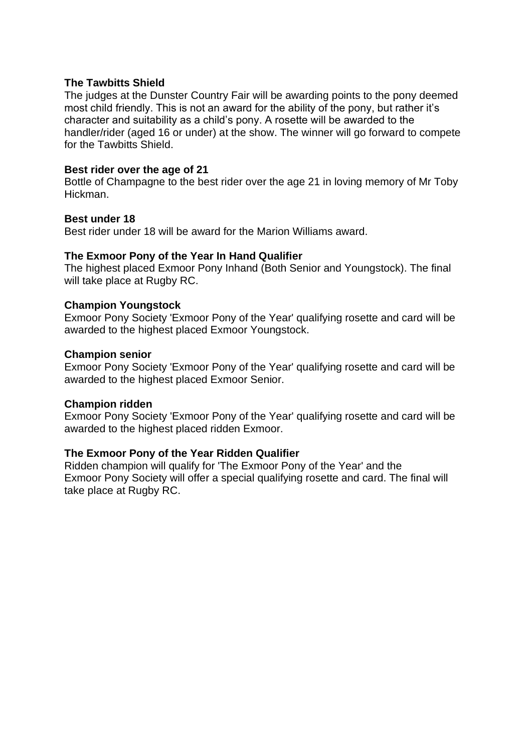**The Tawbitts Shield**

The judges at the Dunster Country Fair will be awarding points to the pony deemed most child friendly. This is not an award for the ability of the pony, but rather it's character and suitability as a child's pony. A rosette will be awarded to the handler/rider (aged 16 or under) at the show. The winner will go forward to compete for the Tawbitts Shield.

**Best rider over the age of 21**

Bottle of Champagne to the best rider over the age 21 in loving memory of Mr Toby Hickman.

**Best under 18**

Best rider under 18 will be award for the Marion Williams award.

**The Exmoor Pony of the Year In Hand Qualifier**

The highest placed Exmoor Pony Inhand (Both Senior and Youngstock). The final will take place at Rugby RC.

**Champion Youngstock**

Exmoor Pony Society 'Exmoor Pony of the Year' qualifying rosette and card will be awarded to the highest placed Exmoor Youngstock.

**Champion senior**

Exmoor Pony Society 'Exmoor Pony of the Year' qualifying rosette and card will be awarded to the highest placed Exmoor Senior.

**Champion ridden**

Exmoor Pony Society 'Exmoor Pony of the Year' qualifying rosette and card will be awarded to the highest placed ridden Exmoor.

**The Exmoor Pony of the Year Ridden Qualifier**

Ridden champion will qualify for 'The Exmoor Pony of the Year' and the Exmoor Pony Society will offer a special qualifying rosette and card. The final will take place at Rugby RC.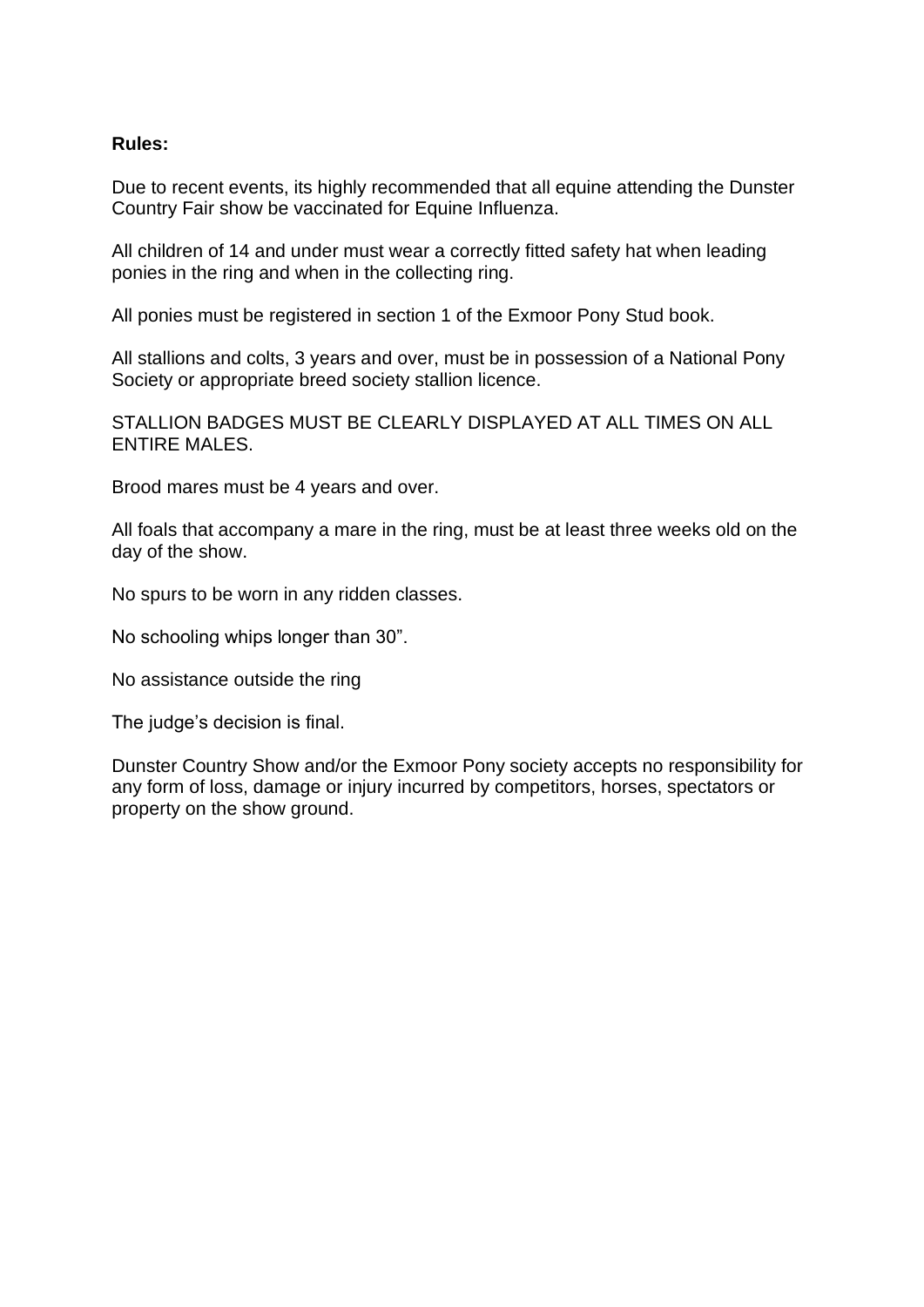**Rules:**

Due to recent events, its highly recommended that all equine attending the Dunster Country Fair show be vaccinated for Equine Influenza.

All children of 14 and under must wear a correctly fitted safety hat when leading ponies in the ring and when in the collecting ring.

All ponies must be registered in section 1 of the Exmoor Pony Stud book.

All stallions and colts, 3 years and over, must be in possession of a National Pony Society or appropriate breed society stallion licence.

STALLION BADGES MUST BE CLEARLY DISPLAYED AT ALL TIMES ON ALL ENTIRE MALES.

Brood mares must be 4 years and over.

All foals that accompany a mare in the ring, must be at least three weeks old on the day of the show.

No spurs to be worn in any ridden classes.

No schooling whips longer than 30".

No assistance outside the ring

The judge's decision is final.

Dunster Country Show and/or the Exmoor Pony society accepts no responsibility for any form of loss, damage or injury incurred by competitors, horses, spectators or property on the show ground.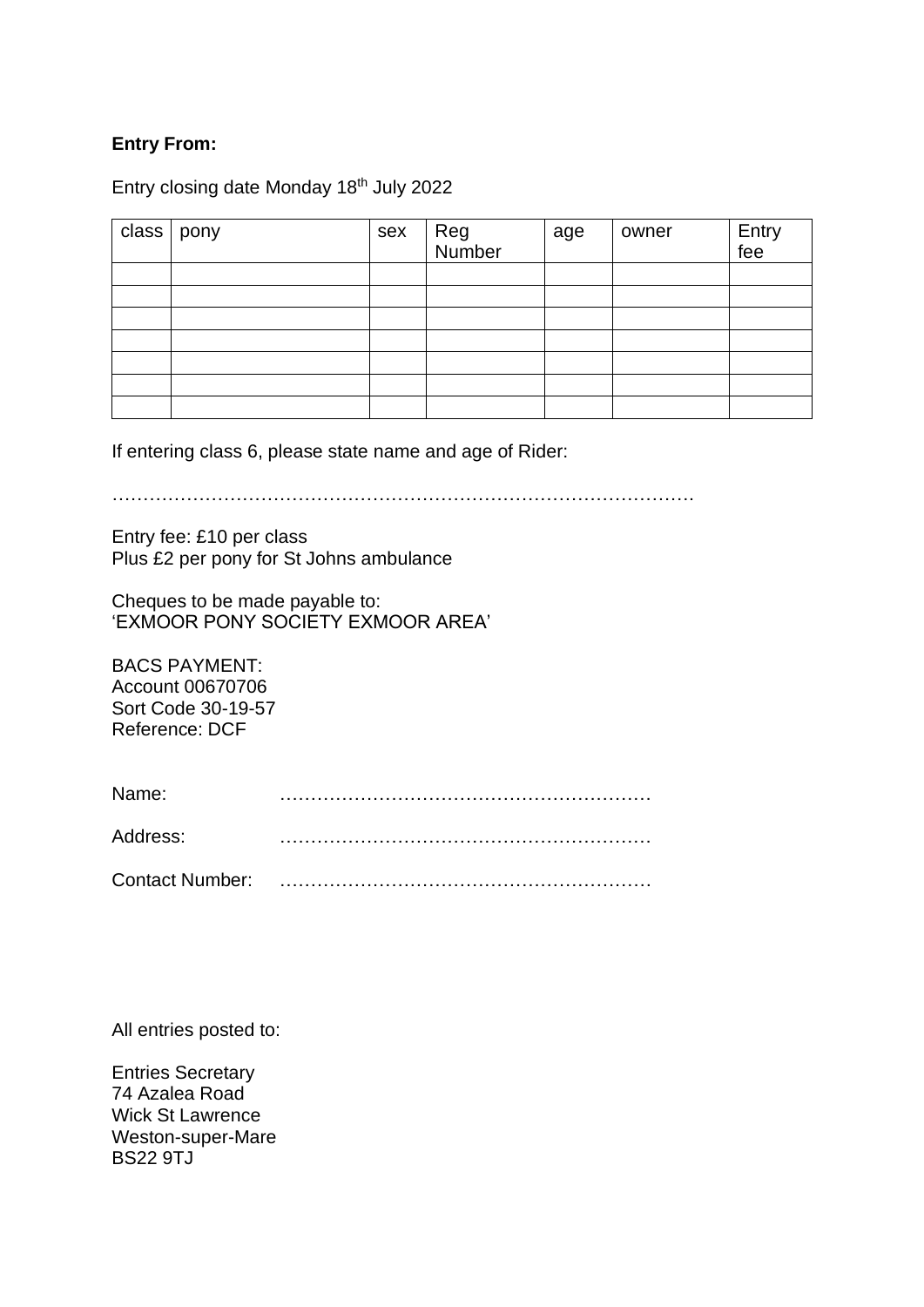**Entry From:**

Entry closing date Monday 18th July 2022

| class | pony | sex | Reg Number | age | owner | Entry fee |
|---|---|---|---|---|---|---|
| | | | | | | |
| | | | | | | |
| | | | | | | |
| | | | | | | |
| | | | | | | |
| | | | | | | |
| | | | | | | |

If entering class 6, please state name and age of Rider:

……………………………………………………………………………………

Entry fee: £10 per class
Plus £2 per pony for St Johns ambulance

Cheques to be made payable to:
'EXMOOR PONY SOCIETY EXMOOR AREA'

BACS PAYMENT:
Account 00670706
Sort Code 30-19-57
Reference: DCF

Name: ……………………………………………………

Address: ……………………………………………………

Contact Number: ……………………………………………………

All entries posted to:

Entries Secretary
74 Azalea Road
Wick St Lawrence
Weston-super-Mare
BS22 9TJ